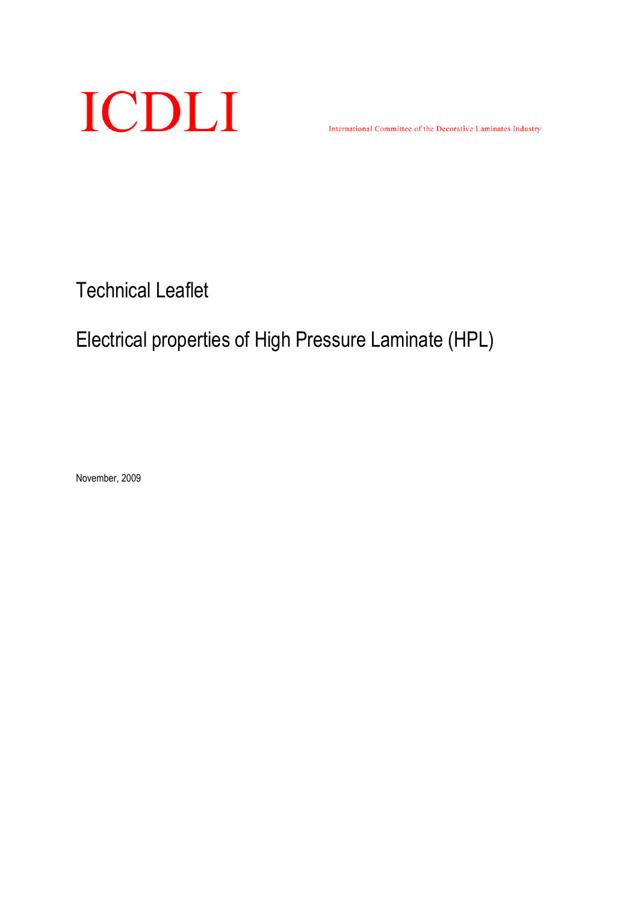# ICDLI

International Committee of the Decorative Laminates Industry

## Technical Leaflet

## Electrical properties of High Pressure Laminate (HPL)

November, 2009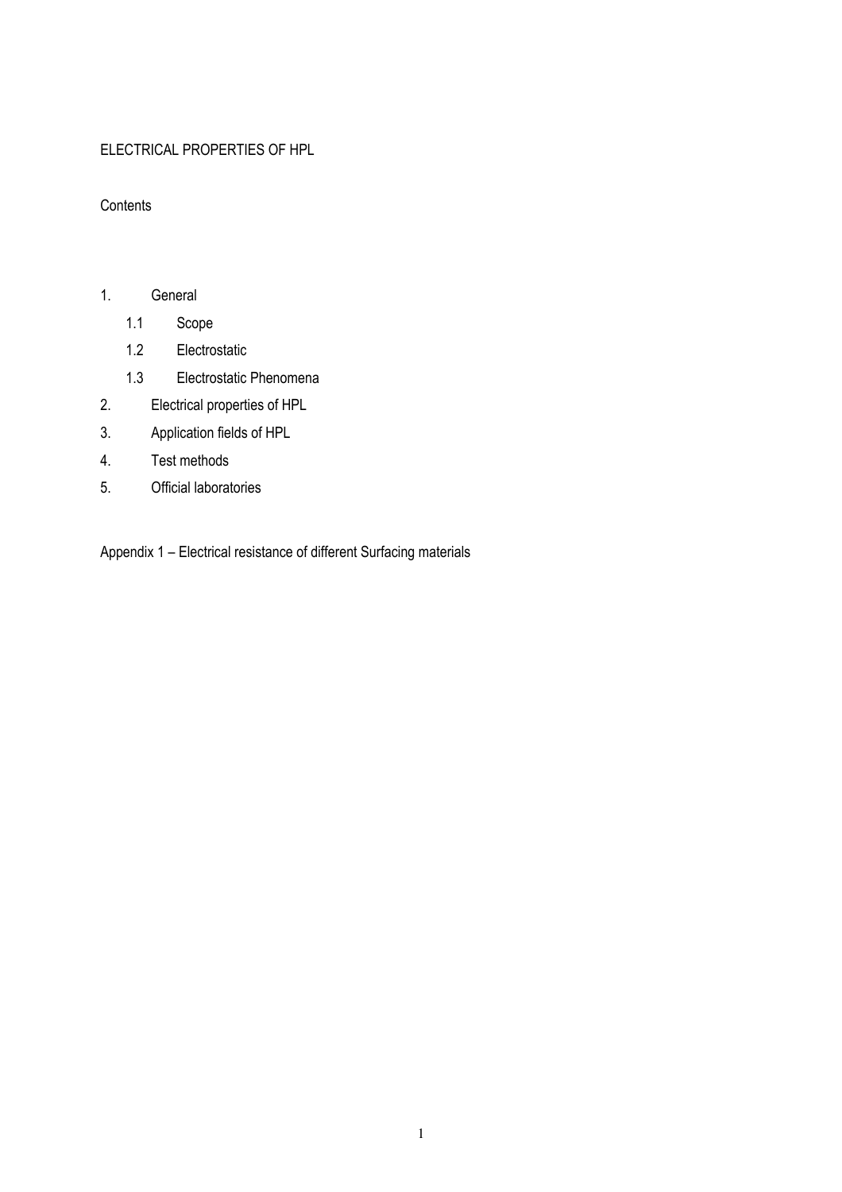ELECTRICAL PROPERTIES OF HPL

Contents

1. General
   - 1.1 Scope
   - 1.2 Electrostatic
   - 1.3 Electrostatic Phenomena
2. Electrical properties of HPL
3. Application fields of HPL
4. Test methods
5. Official laboratories

Appendix 1 – Electrical resistance of different Surfacing materials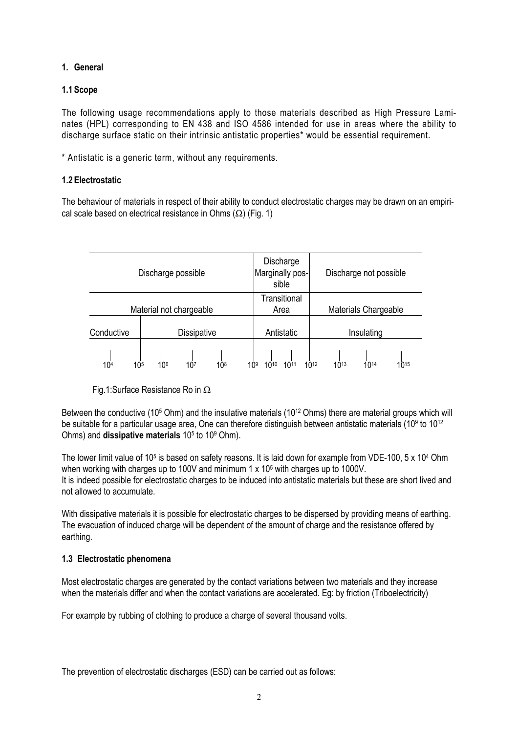## 1. General

### 1.1 Scope

The following usage recommendations apply to those materials described as High Pressure Laminates (HPL) corresponding to EN 438 and ISO 4586 intended for use in areas where the ability to discharge surface static on their intrinsic antistatic properties* would be essential requirement.

* Antistatic is a generic term, without any requirements.

### 1.2 Electrostatic

The behaviour of materials in respect of their ability to conduct electrostatic charges may be drawn on an empirical scale based on electrical resistance in Ohms (Ω) (Fig. 1)

| Discharge possible | | Discharge Marginally possible | Discharge not possible |
|---|---|---|---|
| Material not chargeable | | Transitional Area | Materials Chargeable |
| Conductive | Dissipative | Antistatic | Insulating |
| $10^4$ $10^5$ | $10^6$ $10^7$ $10^8$ | $10^9$ $10^{10}$ $10^{11}$ $10^{12}$ | $10^{13}$ $10^{14}$ $10^{15}$ |

Fig.1:Surface Resistance Ro in Ω

Between the conductive ($10^5$ Ohm) and the insulative materials ($10^{12}$ Ohms) there are material groups which will be suitable for a particular usage area, One can therefore distinguish between antistatic materials ($10^9$ to $10^{12}$ Ohms) and **dissipative materials** $10^5$ to $10^9$ Ohm).

The lower limit value of $10^5$ is based on safety reasons. It is laid down for example from VDE-100, $5 \times 10^4$ Ohm when working with charges up to 100V and minimum $1 \times 10^5$ with charges up to 1000V.
It is indeed possible for electrostatic charges to be induced into antistatic materials but these are short lived and not allowed to accumulate.

With dissipative materials it is possible for electrostatic charges to be dispersed by providing means of earthing. The evacuation of induced charge will be dependent of the amount of charge and the resistance offered by earthing.

### 1.3 Electrostatic phenomena

Most electrostatic charges are generated by the contact variations between two materials and they increase when the materials differ and when the contact variations are accelerated. Eg: by friction (Triboelectricity)

For example by rubbing of clothing to produce a charge of several thousand volts.

The prevention of electrostatic discharges (ESD) can be carried out as follows: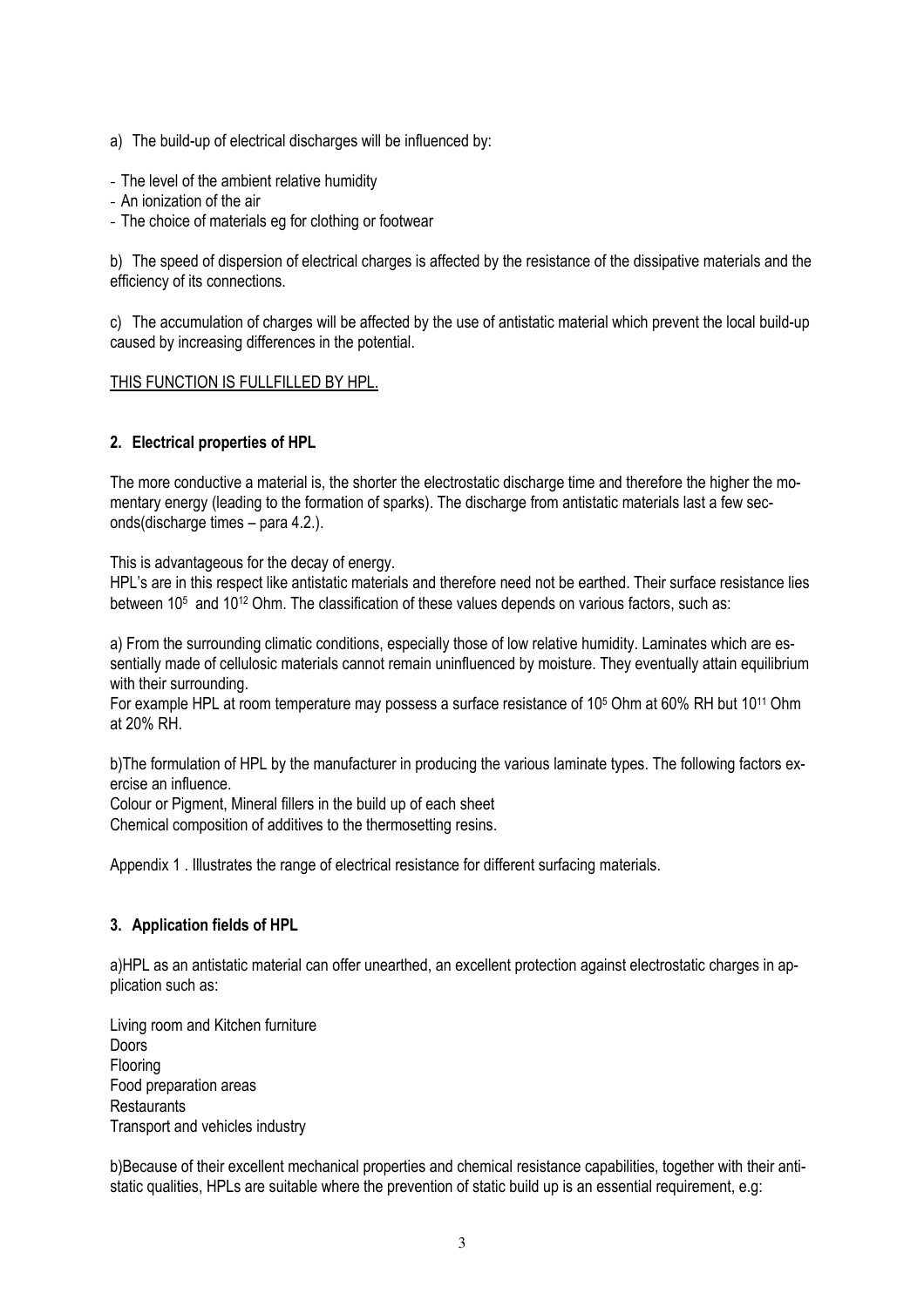a) The build-up of electrical discharges will be influenced by:

- The level of the ambient relative humidity
- An ionization of the air
- The choice of materials eg for clothing or footwear

b) The speed of dispersion of electrical charges is affected by the resistance of the dissipative materials and the efficiency of its connections.

c) The accumulation of charges will be affected by the use of antistatic material which prevent the local build-up caused by increasing differences in the potential.

<u>THIS FUNCTION IS FULLFILLED BY HPL.</u>

## 2. Electrical properties of HPL

The more conductive a material is, the shorter the electrostatic discharge time and therefore the higher the momentary energy (leading to the formation of sparks). The discharge from antistatic materials last a few seconds(discharge times – para 4.2.).

This is advantageous for the decay of energy.

HPL's are in this respect like antistatic materials and therefore need not be earthed. Their surface resistance lies between $10^5$ and $10^{12}$ Ohm. The classification of these values depends on various factors, such as:

a) From the surrounding climatic conditions, especially those of low relative humidity. Laminates which are essentially made of cellulosic materials cannot remain uninfluenced by moisture. They eventually attain equilibrium with their surrounding.

For example HPL at room temperature may possess a surface resistance of $10^5$ Ohm at 60% RH but $10^{11}$ Ohm at 20% RH.

b)The formulation of HPL by the manufacturer in producing the various laminate types. The following factors exercise an influence.

Colour or Pigment, Mineral fillers in the build up of each sheet

Chemical composition of additives to the thermosetting resins.

Appendix 1 . Illustrates the range of electrical resistance for different surfacing materials.

## 3. Application fields of HPL

a)HPL as an antistatic material can offer unearthed, an excellent protection against electrostatic charges in application such as:

Living room and Kitchen furniture
Doors
Flooring
Food preparation areas
Restaurants
Transport and vehicles industry

b)Because of their excellent mechanical properties and chemical resistance capabilities, together with their antistatic qualities, HPLs are suitable where the prevention of static build up is an essential requirement, e.g: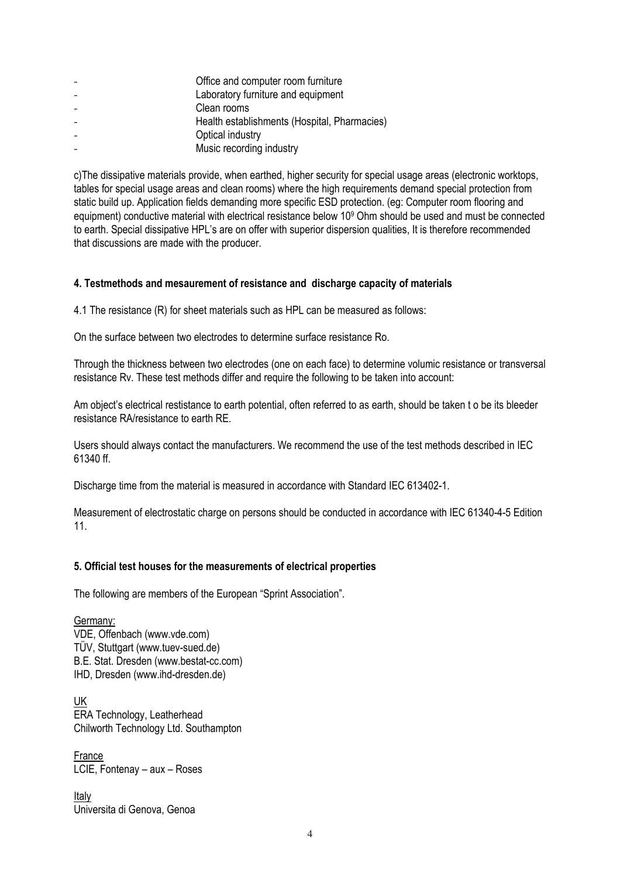- Office and computer room furniture
- Laboratory furniture and equipment
- Clean rooms
- Health establishments (Hospital, Pharmacies)
- Optical industry
- Music recording industry

c)The dissipative materials provide, when earthed, higher security for special usage areas (electronic worktops, tables for special usage areas and clean rooms) where the high requirements demand special protection from static build up. Application fields demanding more specific ESD protection. (eg: Computer room flooring and equipment) conductive material with electrical resistance below $10^9$ Ohm should be used and must be connected to earth. Special dissipative HPL's are on offer with superior dispersion qualities, It is therefore recommended that discussions are made with the producer.

## 4. Testmethods and mesaurement of resistance and discharge capacity of materials

4.1 The resistance (R) for sheet materials such as HPL can be measured as follows:

On the surface between two electrodes to determine surface resistance Ro.

Through the thickness between two electrodes (one on each face) to determine volumic resistance or transversal resistance Rv. These test methods differ and require the following to be taken into account:

Am object's electrical restistance to earth potential, often referred to as earth, should be taken t o be its bleeder resistance RA/resistance to earth RE.

Users should always contact the manufacturers. We recommend the use of the test methods described in IEC 61340 ff.

Discharge time from the material is measured in accordance with Standard IEC 613402-1.

Measurement of electrostatic charge on persons should be conducted in accordance with IEC 61340-4-5 Edition 11.

## 5. Official test houses for the measurements of electrical properties

The following are members of the European "Sprint Association".

Germany:
VDE, Offenbach (www.vde.com)
TÜV, Stuttgart (www.tuev-sued.de)
B.E. Stat. Dresden (www.bestat-cc.com)
IHD, Dresden (www.ihd-dresden.de)

UK
ERA Technology, Leatherhead
Chilworth Technology Ltd. Southampton

France
LCIE, Fontenay – aux – Roses

Italy
Universita di Genova, Genoa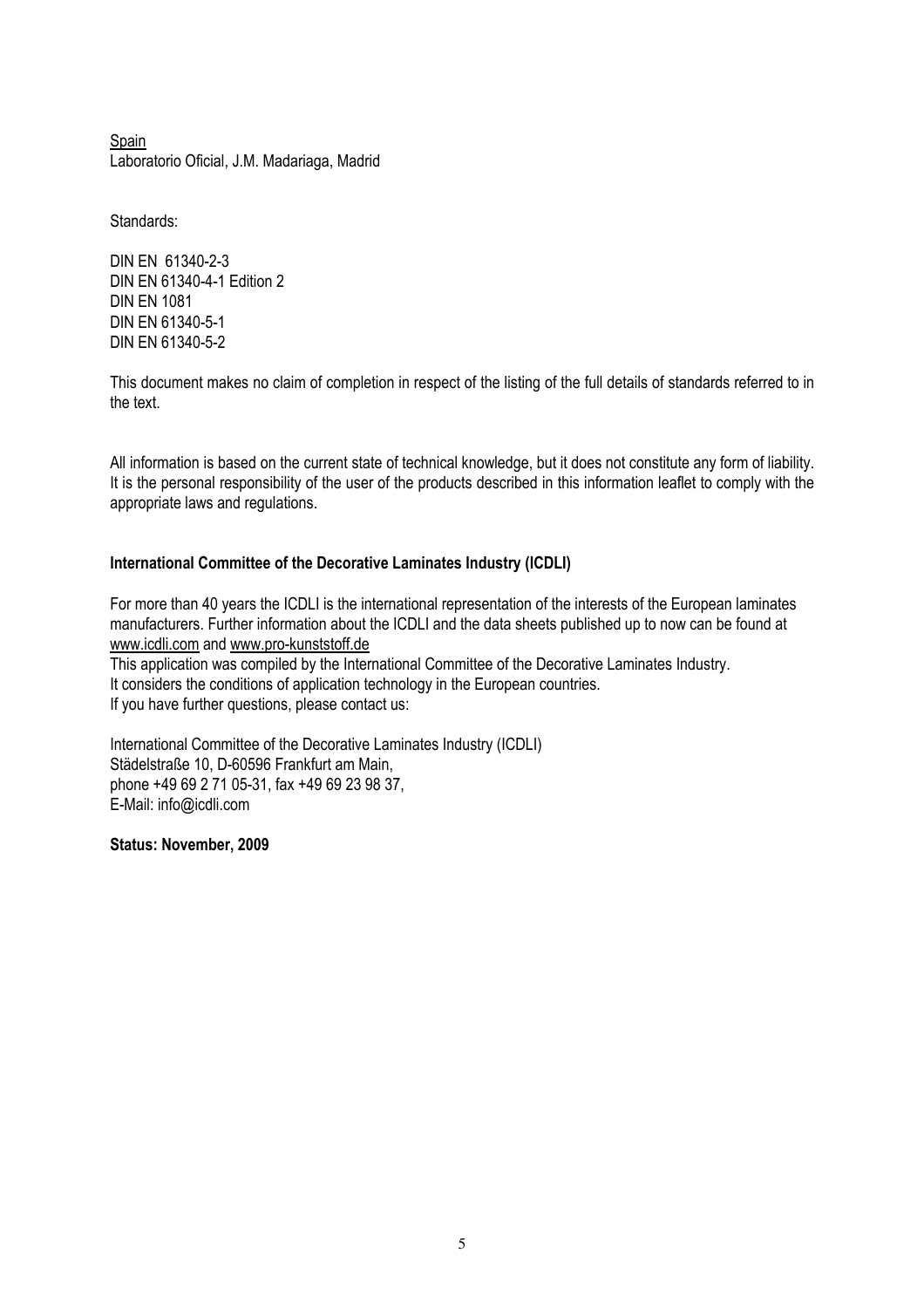Spain
Laboratorio Oficial, J.M. Madariaga, Madrid

Standards:

DIN EN 61340-2-3
DIN EN 61340-4-1 Edition 2
DIN EN 1081
DIN EN 61340-5-1
DIN EN 61340-5-2

This document makes no claim of completion in respect of the listing of the full details of standards referred to in the text.

All information is based on the current state of technical knowledge, but it does not constitute any form of liability. It is the personal responsibility of the user of the products described in this information leaflet to comply with the appropriate laws and regulations.

**International Committee of the Decorative Laminates Industry (ICDLI)**

For more than 40 years the ICDLI is the international representation of the interests of the European laminates manufacturers. Further information about the ICDLI and the data sheets published up to now can be found at www.icdli.com and www.pro-kunststoff.de
This application was compiled by the International Committee of the Decorative Laminates Industry.
It considers the conditions of application technology in the European countries.
If you have further questions, please contact us:

International Committee of the Decorative Laminates Industry (ICDLI)
Städelstraße 10, D-60596 Frankfurt am Main,
phone +49 69 2 71 05-31, fax +49 69 23 98 37,
E-Mail: info@icdli.com

**Status: November, 2009**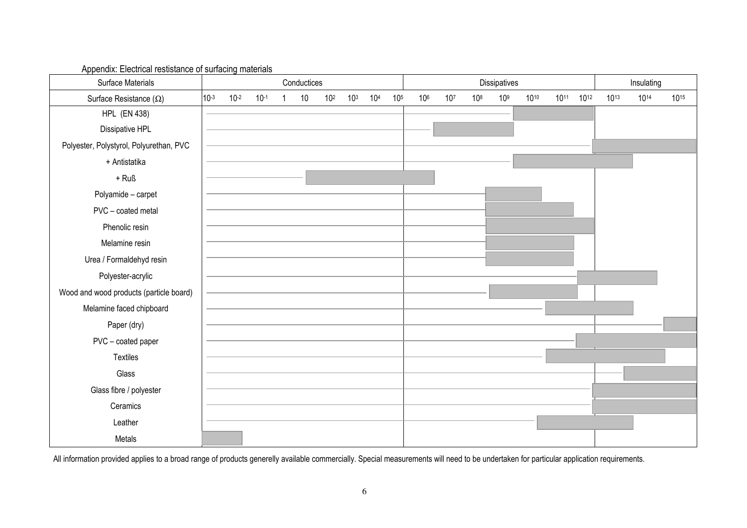Appendix: Electrical restistance of surfacing materials

Surface Materials

Conductices

Dissipatives

Insulating

Surface Resistance ($\Omega$)

$10^{-3}$ $10^{-2}$ $10^{-1}$ 1 10 $10^{2}$ $10^{3}$ $10^{4}$ $10^{5}$ $10^{6}$ $10^{7}$ $10^{8}$ $10^{9}$ $10^{10}$ $10^{11}$ $10^{12}$ $10^{13}$ $10^{14}$ $10^{15}$

HPL (EN 438)

Dissipative HPL

Polyester, Polystyrol, Polyurethan, PVC

+ Antistatika

+ Ruß

Polyamide – carpet

PVC – coated metal

Phenolic resin

Melamine resin

Urea / Formaldehyd resin

Polyester-acrylic

Wood and wood products (particle board)

Melamine faced chipboard

Paper (dry)

PVC – coated paper

Textiles

Glass

Glass fibre / polyester

Ceramics

Leather

Metals

All information provided applies to a broad range of products generelly available commercially. Special measurements will need to be undertaken for particular application requirements.